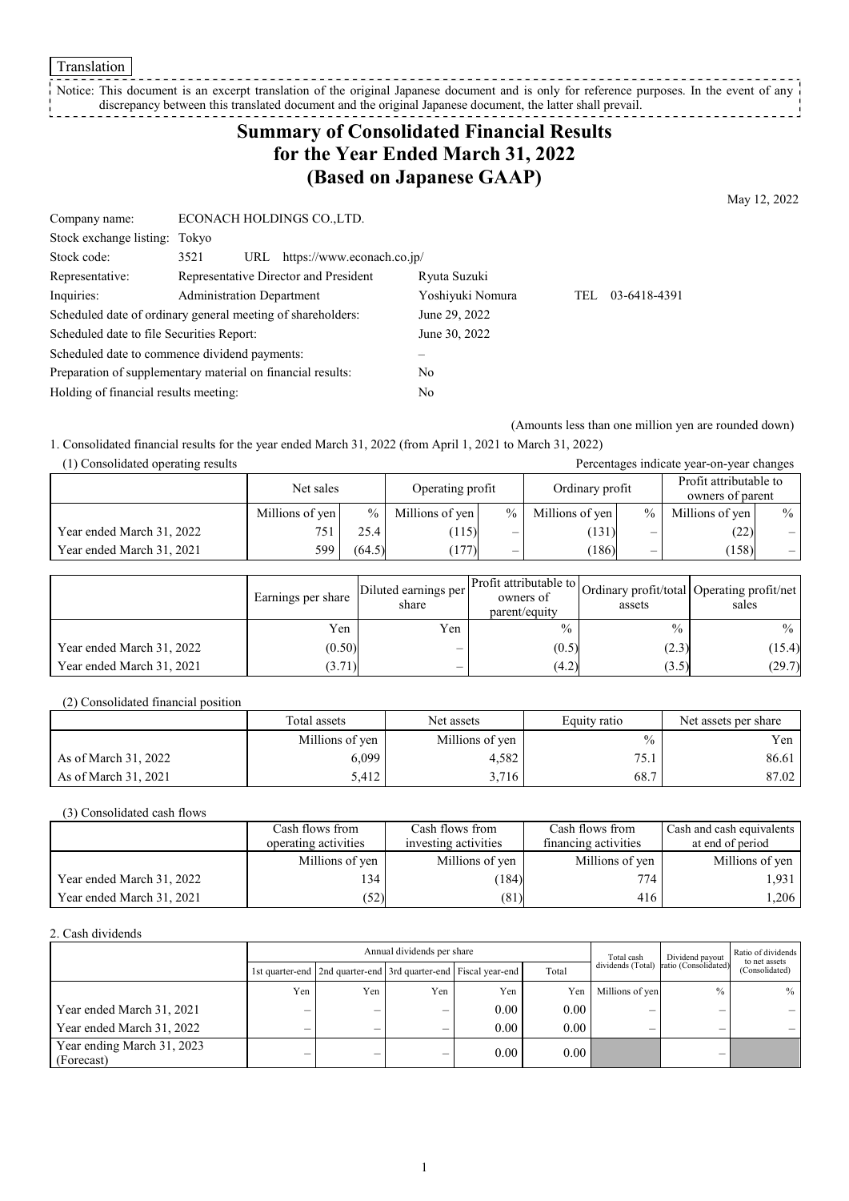Translation

Notice: This document is an excerpt translation of the original Japanese document and is only for reference purposes. In the event of any discrepancy between this translated document and the original Japanese document, the latter shall prevail.

# Summary of Consolidated Financial Results for the Year Ended March 31, 2022 (Based on Japanese GAAP)

May 12, 2022

| | | | |
|---|---|---|---|
| Company name: | ECONACH HOLDINGS CO.,LTD. | | |
| Stock exchange listing: | Tokyo | | |
| Stock code: | 3521 URL https://www.econach.co.jp/ | | |
| Representative: | Representative Director and President | Ryuta Suzuki | |
| Inquiries: | Administration Department | Yoshiyuki Nomura | TEL 03-6418-4391 |

Scheduled date of ordinary general meeting of shareholders: June 29, 2022
Scheduled date to file Securities Report: June 30, 2022
Scheduled date to commence dividend payments: –
Preparation of supplementary material on financial results: No
Holding of financial results meeting: No

(Amounts less than one million yen are rounded down)

1. Consolidated financial results for the year ended March 31, 2022 (from April 1, 2021 to March 31, 2022)

(1) Consolidated operating results

Percentages indicate year-on-year changes

| | Net sales | | Operating profit | | Ordinary profit | | Profit attributable to owners of parent | |
|---|---|---|---|---|---|---|---|---|
| | Millions of yen | % | Millions of yen | % | Millions of yen | % | Millions of yen | % |
| Year ended March 31, 2022 | 751 | 25.4 | (115) | – | (131) | – | (22) | – |
| Year ended March 31, 2021 | 599 | (64.5) | (177) | – | (186) | – | (158) | – |

| | Earnings per share | Diluted earnings per share | Profit attributable to owners of parent/equity | Ordinary profit/total assets | Operating profit/net sales |
|---|---|---|---|---|---|
| | Yen | Yen | % | % | % |
| Year ended March 31, 2022 | (0.50) | – | (0.5) | (2.3) | (15.4) |
| Year ended March 31, 2021 | (3.71) | – | (4.2) | (3.5) | (29.7) |

(2) Consolidated financial position

| | Total assets | Net assets | Equity ratio | Net assets per share |
|---|---|---|---|---|
| | Millions of yen | Millions of yen | % | Yen |
| As of March 31, 2022 | 6,099 | 4,582 | 75.1 | 86.61 |
| As of March 31, 2021 | 5,412 | 3,716 | 68.7 | 87.02 |

(3) Consolidated cash flows

| | Cash flows from operating activities | Cash flows from investing activities | Cash flows from financing activities | Cash and cash equivalents at end of period |
|---|---|---|---|---|
| | Millions of yen | Millions of yen | Millions of yen | Millions of yen |
| Year ended March 31, 2022 | 134 | (184) | 774 | 1,931 |
| Year ended March 31, 2021 | (52) | (81) | 416 | 1,206 |

2. Cash dividends

| | Annual dividends per share | | | | | Total cash dividends (Total) | Dividend payout ratio (Consolidated) | Ratio of dividends to net assets (Consolidated) |
|---|---|---|---|---|---|---|---|---|
| | 1st quarter-end | 2nd quarter-end | 3rd quarter-end | Fiscal year-end | Total | | | |
| | Yen | Yen | Yen | Yen | Yen | Millions of yen | % | % |
| Year ended March 31, 2021 | – | – | – | 0.00 | 0.00 | – | – | – |
| Year ended March 31, 2022 | – | – | – | 0.00 | 0.00 | – | – | – |
| Year ending March 31, 2023 (Forecast) | – | – | – | 0.00 | 0.00 | | – | |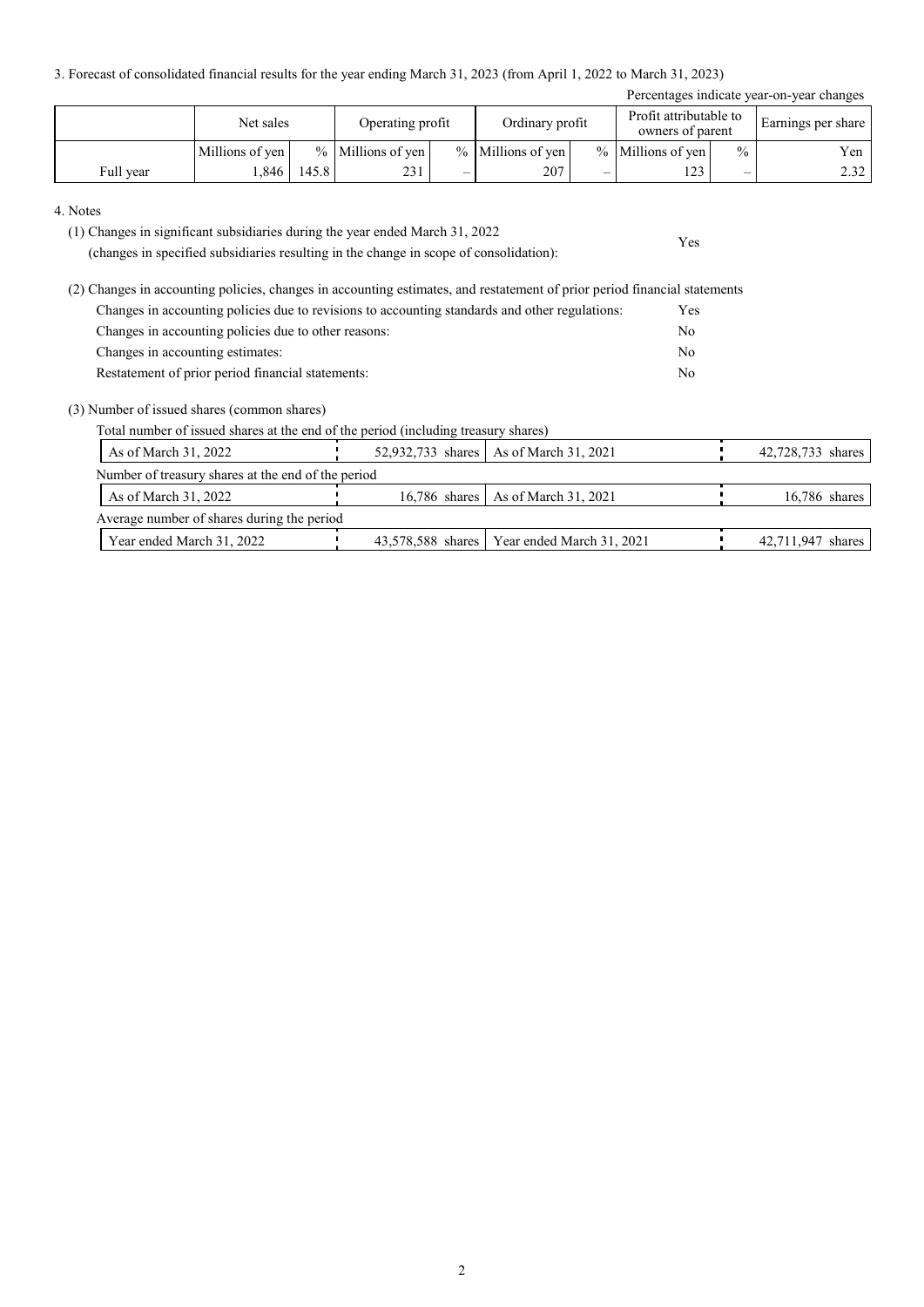3. Forecast of consolidated financial results for the year ending March 31, 2023 (from April 1, 2022 to March 31, 2023)

Percentages indicate year-on-year changes

| | Net sales | | Operating profit | | Ordinary profit | | Profit attributable to owners of parent | | Earnings per share |
|---|---|---|---|---|---|---|---|---|---|
| | Millions of yen | % | Millions of yen | % | Millions of yen | % | Millions of yen | % | Yen |
| Full year | 1,846 | 145.8 | 231 | – | 207 | – | 123 | – | 2.32 |

4. Notes

(1) Changes in significant subsidiaries during the year ended March 31, 2022 (changes in specified subsidiaries resulting in the change in scope of consolidation): Yes

(2) Changes in accounting policies, changes in accounting estimates, and restatement of prior period financial statements

| | |
|---|---|
| Changes in accounting policies due to revisions to accounting standards and other regulations: | Yes |
| Changes in accounting policies due to other reasons: | No |
| Changes in accounting estimates: | No |
| Restatement of prior period financial statements: | No |

(3) Number of issued shares (common shares)

Total number of issued shares at the end of the period (including treasury shares)

| | | | |
|---|---|---|---|
| As of March 31, 2022 | 52,932,733 shares | As of March 31, 2021 | 42,728,733 shares |

Number of treasury shares at the end of the period

| | | | |
|---|---|---|---|
| As of March 31, 2022 | 16,786 shares | As of March 31, 2021 | 16,786 shares |

Average number of shares during the period

| | | | |
|---|---|---|---|
| Year ended March 31, 2022 | 43,578,588 shares | Year ended March 31, 2021 | 42,711,947 shares |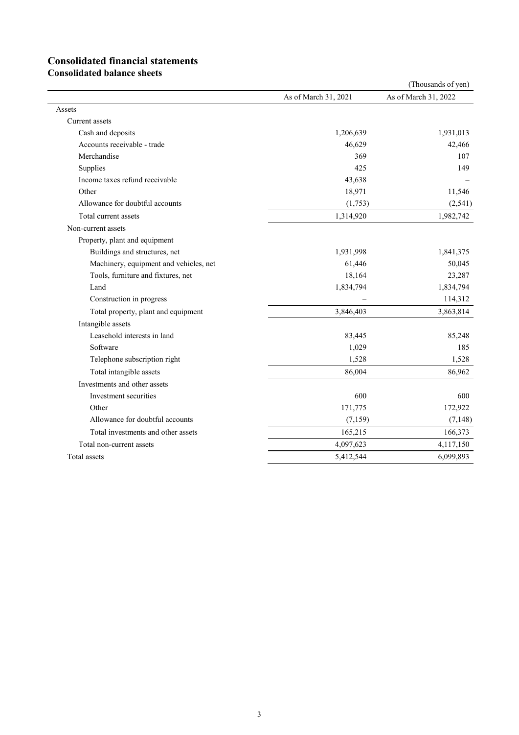# Consolidated financial statements

## Consolidated balance sheets

(Thousands of yen)

| | As of March 31, 2021 | As of March 31, 2022 |
|---|---|---|
| Assets | | |
| Current assets | | |
| Cash and deposits | 1,206,639 | 1,931,013 |
| Accounts receivable - trade | 46,629 | 42,466 |
| Merchandise | 369 | 107 |
| Supplies | 425 | 149 |
| Income taxes refund receivable | 43,638 | – |
| Other | 18,971 | 11,546 |
| Allowance for doubtful accounts | (1,753) | (2,541) |
| Total current assets | 1,314,920 | 1,982,742 |
| Non-current assets | | |
| Property, plant and equipment | | |
| Buildings and structures, net | 1,931,998 | 1,841,375 |
| Machinery, equipment and vehicles, net | 61,446 | 50,045 |
| Tools, furniture and fixtures, net | 18,164 | 23,287 |
| Land | 1,834,794 | 1,834,794 |
| Construction in progress | – | 114,312 |
| Total property, plant and equipment | 3,846,403 | 3,863,814 |
| Intangible assets | | |
| Leasehold interests in land | 83,445 | 85,248 |
| Software | 1,029 | 185 |
| Telephone subscription right | 1,528 | 1,528 |
| Total intangible assets | 86,004 | 86,962 |
| Investments and other assets | | |
| Investment securities | 600 | 600 |
| Other | 171,775 | 172,922 |
| Allowance for doubtful accounts | (7,159) | (7,148) |
| Total investments and other assets | 165,215 | 166,373 |
| Total non-current assets | 4,097,623 | 4,117,150 |
| Total assets | 5,412,544 | 6,099,893 |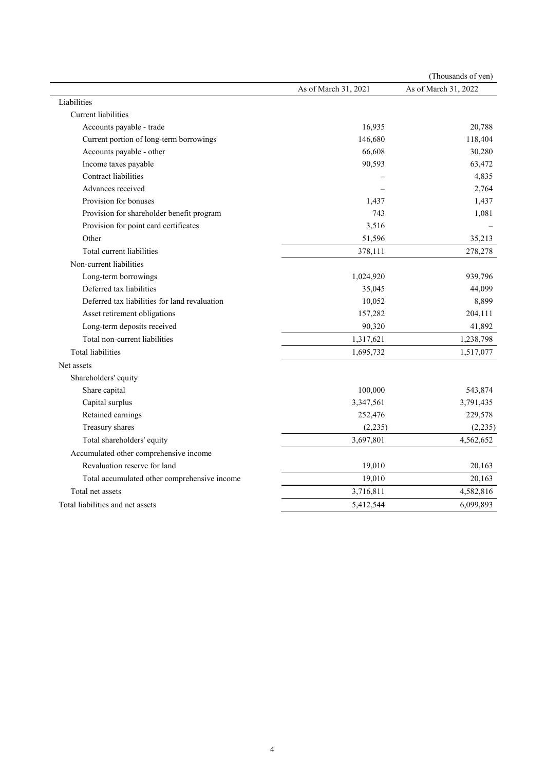(Thousands of yen)

| | As of March 31, 2021 | As of March 31, 2022 |
|---|---|---|
| Liabilities | | |
| Current liabilities | | |
| Accounts payable - trade | 16,935 | 20,788 |
| Current portion of long-term borrowings | 146,680 | 118,404 |
| Accounts payable - other | 66,608 | 30,280 |
| Income taxes payable | 90,593 | 63,472 |
| Contract liabilities | – | 4,835 |
| Advances received | – | 2,764 |
| Provision for bonuses | 1,437 | 1,437 |
| Provision for shareholder benefit program | 743 | 1,081 |
| Provision for point card certificates | 3,516 | – |
| Other | 51,596 | 35,213 |
| Total current liabilities | 378,111 | 278,278 |
| Non-current liabilities | | |
| Long-term borrowings | 1,024,920 | 939,796 |
| Deferred tax liabilities | 35,045 | 44,099 |
| Deferred tax liabilities for land revaluation | 10,052 | 8,899 |
| Asset retirement obligations | 157,282 | 204,111 |
| Long-term deposits received | 90,320 | 41,892 |
| Total non-current liabilities | 1,317,621 | 1,238,798 |
| Total liabilities | 1,695,732 | 1,517,077 |
| Net assets | | |
| Shareholders' equity | | |
| Share capital | 100,000 | 543,874 |
| Capital surplus | 3,347,561 | 3,791,435 |
| Retained earnings | 252,476 | 229,578 |
| Treasury shares | (2,235) | (2,235) |
| Total shareholders' equity | 3,697,801 | 4,562,652 |
| Accumulated other comprehensive income | | |
| Revaluation reserve for land | 19,010 | 20,163 |
| Total accumulated other comprehensive income | 19,010 | 20,163 |
| Total net assets | 3,716,811 | 4,582,816 |
| Total liabilities and net assets | 5,412,544 | 6,099,893 |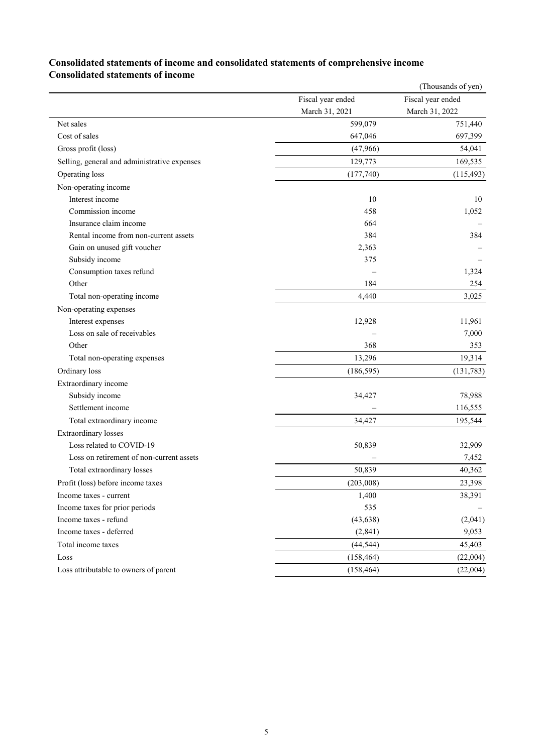## Consolidated statements of income and consolidated statements of comprehensive income

### Consolidated statements of income

(Thousands of yen)

| | Fiscal year ended March 31, 2021 | Fiscal year ended March 31, 2022 |
|---|---|---|
| Net sales | 599,079 | 751,440 |
| Cost of sales | 647,046 | 697,399 |
| Gross profit (loss) | (47,966) | 54,041 |
| Selling, general and administrative expenses | 129,773 | 169,535 |
| Operating loss | (177,740) | (115,493) |
| Non-operating income | | |
| Interest income | 10 | 10 |
| Commission income | 458 | 1,052 |
| Insurance claim income | 664 | – |
| Rental income from non-current assets | 384 | 384 |
| Gain on unused gift voucher | 2,363 | – |
| Subsidy income | 375 | – |
| Consumption taxes refund | – | 1,324 |
| Other | 184 | 254 |
| Total non-operating income | 4,440 | 3,025 |
| Non-operating expenses | | |
| Interest expenses | 12,928 | 11,961 |
| Loss on sale of receivables | – | 7,000 |
| Other | 368 | 353 |
| Total non-operating expenses | 13,296 | 19,314 |
| Ordinary loss | (186,595) | (131,783) |
| Extraordinary income | | |
| Subsidy income | 34,427 | 78,988 |
| Settlement income | – | 116,555 |
| Total extraordinary income | 34,427 | 195,544 |
| Extraordinary losses | | |
| Loss related to COVID-19 | 50,839 | 32,909 |
| Loss on retirement of non-current assets | – | 7,452 |
| Total extraordinary losses | 50,839 | 40,362 |
| Profit (loss) before income taxes | (203,008) | 23,398 |
| Income taxes - current | 1,400 | 38,391 |
| Income taxes for prior periods | 535 | – |
| Income taxes - refund | (43,638) | (2,041) |
| Income taxes - deferred | (2,841) | 9,053 |
| Total income taxes | (44,544) | 45,403 |
| Loss | (158,464) | (22,004) |
| Loss attributable to owners of parent | (158,464) | (22,004) |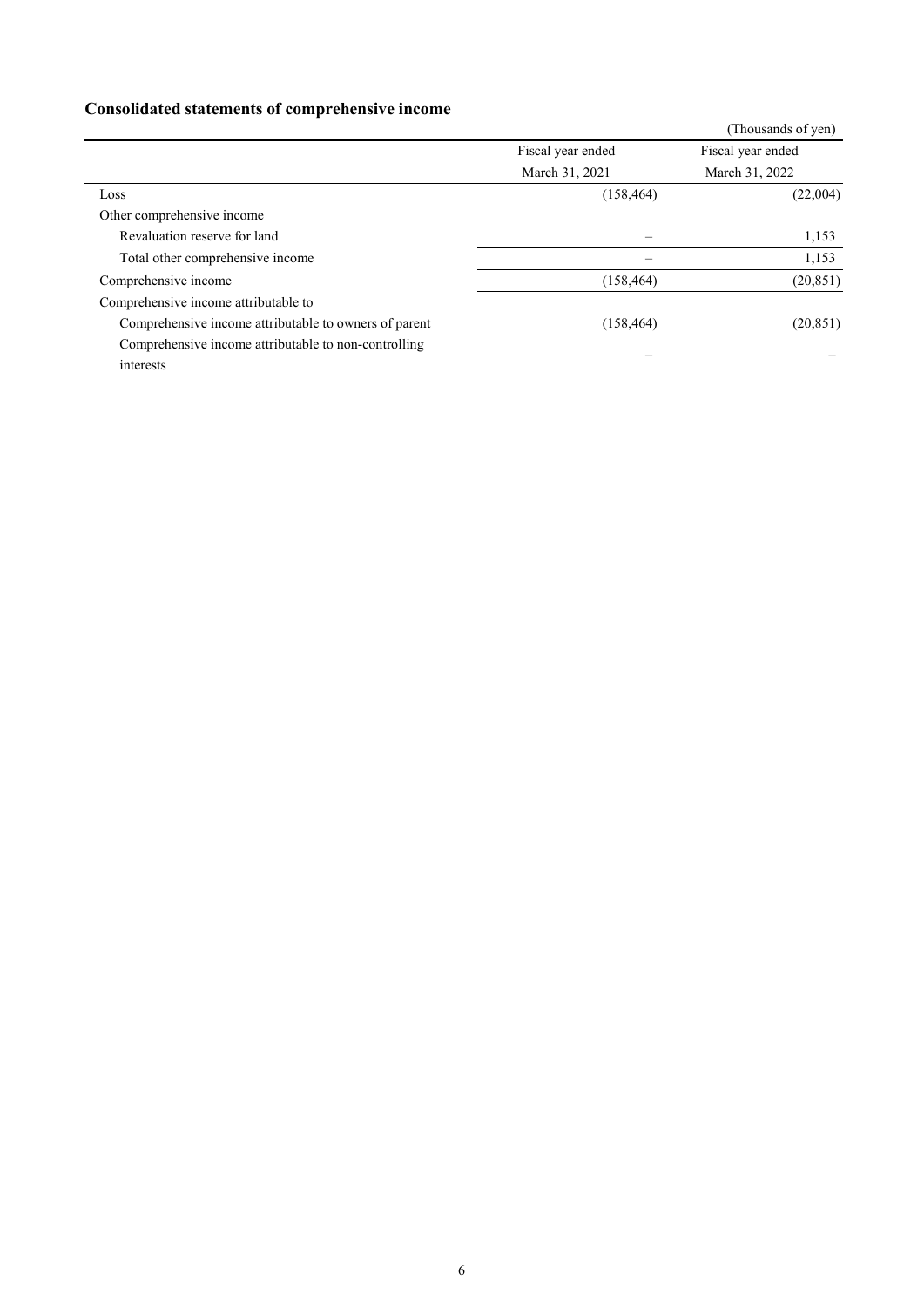## Consolidated statements of comprehensive income

(Thousands of yen)

| | Fiscal year ended March 31, 2021 | Fiscal year ended March 31, 2022 |
|---|---|---|
| Loss | (158,464) | (22,004) |
| Other comprehensive income | | |
| Revaluation reserve for land | – | 1,153 |
| Total other comprehensive income | – | 1,153 |
| Comprehensive income | (158,464) | (20,851) |
| Comprehensive income attributable to | | |
| Comprehensive income attributable to owners of parent | (158,464) | (20,851) |
| Comprehensive income attributable to non-controlling interests | – | – |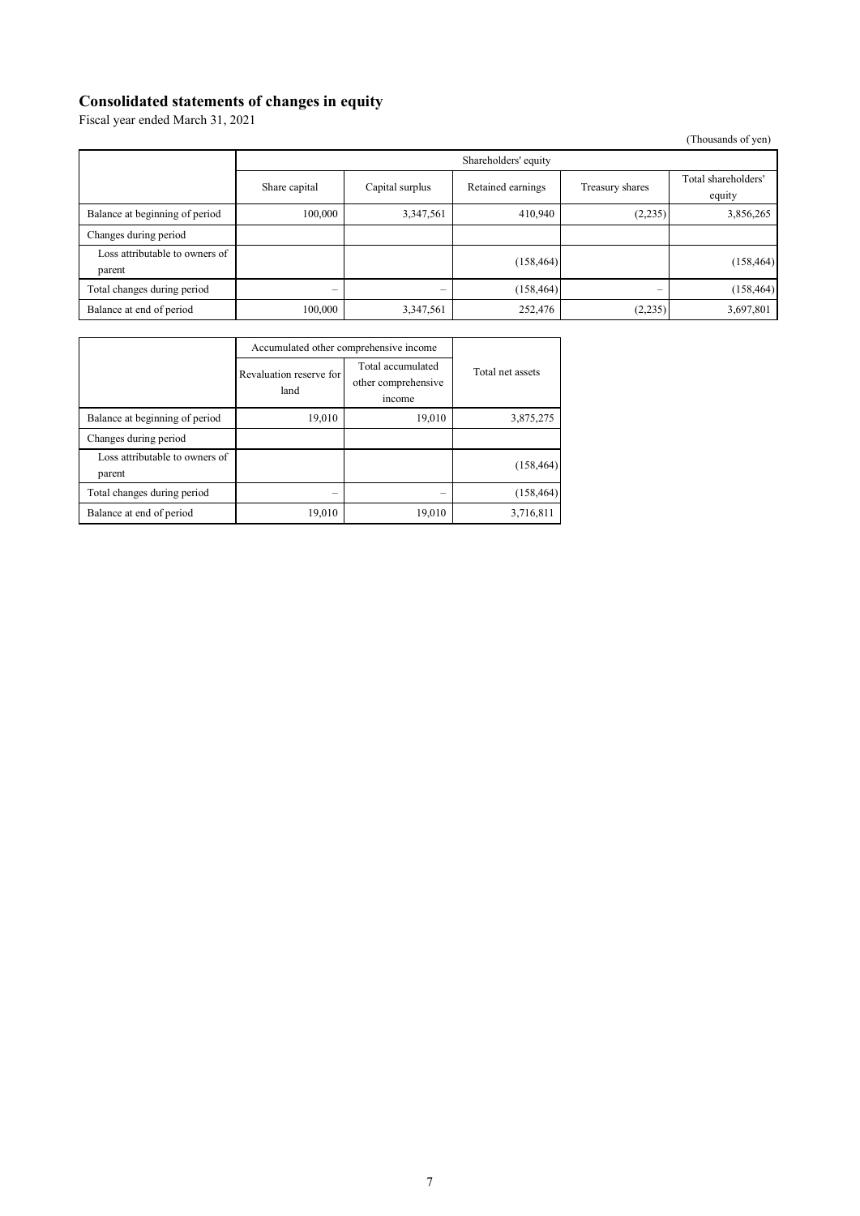## Consolidated statements of changes in equity

Fiscal year ended March 31, 2021

(Thousands of yen)

| | Shareholders' equity | | | | |
|---|---|---|---|---|---|
| | Share capital | Capital surplus | Retained earnings | Treasury shares | Total shareholders' equity |
| Balance at beginning of period | 100,000 | 3,347,561 | 410,940 | (2,235) | 3,856,265 |
| Changes during period | | | | | |
| Loss attributable to owners of parent | | | (158,464) | | (158,464) |
| Total changes during period | – | – | (158,464) | – | (158,464) |
| Balance at end of period | 100,000 | 3,347,561 | 252,476 | (2,235) | 3,697,801 |

| | Accumulated other comprehensive income | | Total net assets |
|---|---|---|---|
| | Revaluation reserve for land | Total accumulated other comprehensive income | |
| Balance at beginning of period | 19,010 | 19,010 | 3,875,275 |
| Changes during period | | | |
| Loss attributable to owners of parent | | | (158,464) |
| Total changes during period | – | – | (158,464) |
| Balance at end of period | 19,010 | 19,010 | 3,716,811 |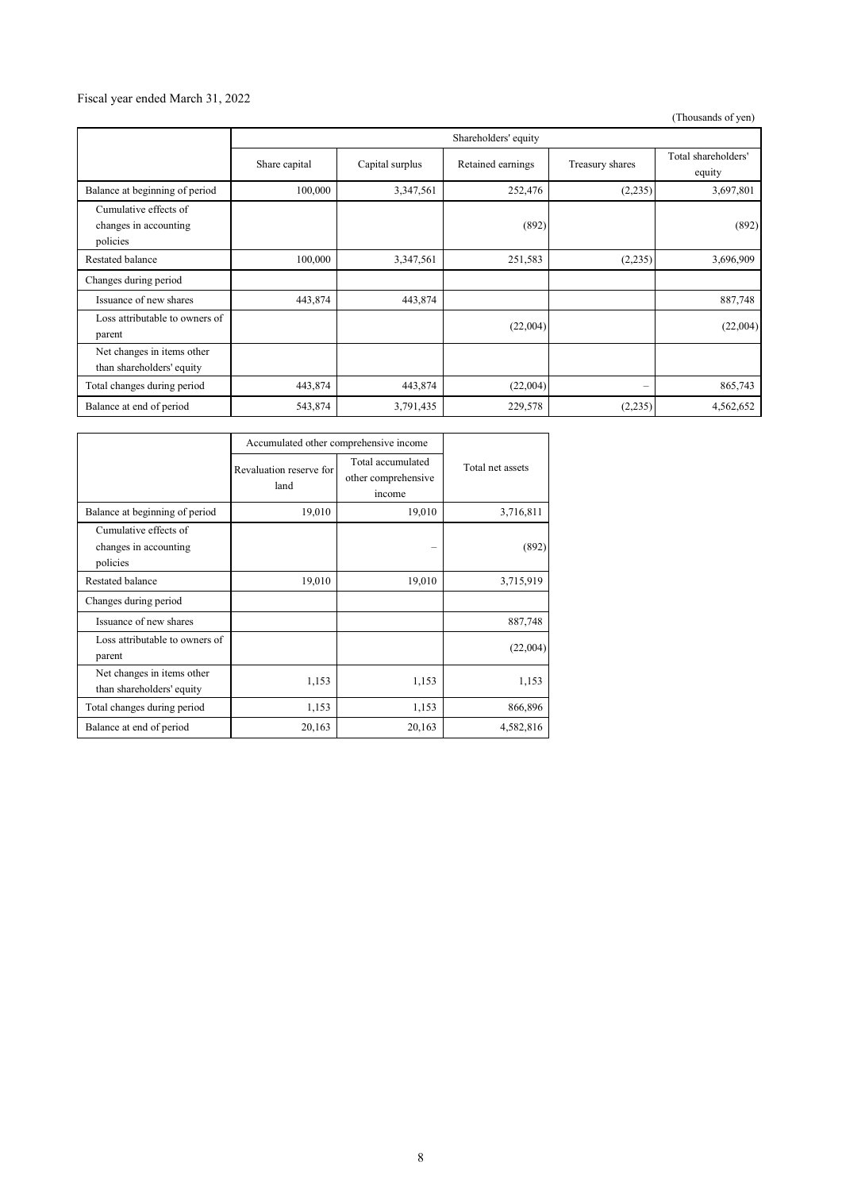Fiscal year ended March 31, 2022

(Thousands of yen)

| | Shareholders' equity | | | | |
|---|---|---|---|---|---|
| | Share capital | Capital surplus | Retained earnings | Treasury shares | Total shareholders' equity |
| Balance at beginning of period | 100,000 | 3,347,561 | 252,476 | (2,235) | 3,697,801 |
| Cumulative effects of changes in accounting policies | | | (892) | | (892) |
| Restated balance | 100,000 | 3,347,561 | 251,583 | (2,235) | 3,696,909 |
| Changes during period | | | | | |
| Issuance of new shares | 443,874 | 443,874 | | | 887,748 |
| Loss attributable to owners of parent | | | (22,004) | | (22,004) |
| Net changes in items other than shareholders' equity | | | | | |
| Total changes during period | 443,874 | 443,874 | (22,004) | – | 865,743 |
| Balance at end of period | 543,874 | 3,791,435 | 229,578 | (2,235) | 4,562,652 |

| | Accumulated other comprehensive income | | Total net assets |
|---|---|---|---|
| | Revaluation reserve for land | Total accumulated other comprehensive income | |
| Balance at beginning of period | 19,010 | 19,010 | 3,716,811 |
| Cumulative effects of changes in accounting policies | | – | (892) |
| Restated balance | 19,010 | 19,010 | 3,715,919 |
| Changes during period | | | |
| Issuance of new shares | | | 887,748 |
| Loss attributable to owners of parent | | | (22,004) |
| Net changes in items other than shareholders' equity | 1,153 | 1,153 | 1,153 |
| Total changes during period | 1,153 | 1,153 | 866,896 |
| Balance at end of period | 20,163 | 20,163 | 4,582,816 |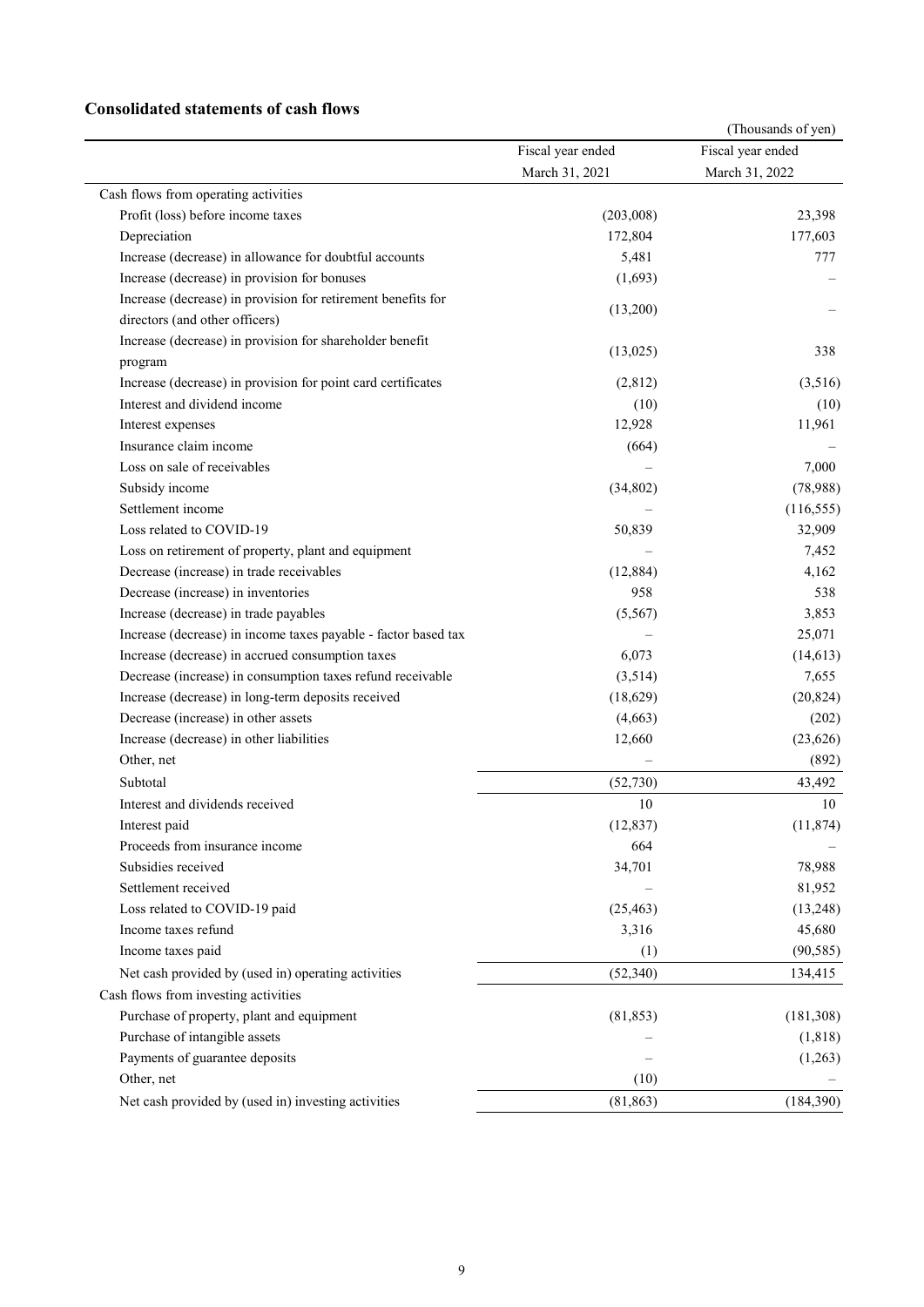## Consolidated statements of cash flows

(Thousands of yen)

| | Fiscal year ended March 31, 2021 | Fiscal year ended March 31, 2022 |
|---|---|---|
| Cash flows from operating activities | | |
| Profit (loss) before income taxes | (203,008) | 23,398 |
| Depreciation | 172,804 | 177,603 |
| Increase (decrease) in allowance for doubtful accounts | 5,481 | 777 |
| Increase (decrease) in provision for bonuses | (1,693) | – |
| Increase (decrease) in provision for retirement benefits for directors (and other officers) | (13,200) | – |
| Increase (decrease) in provision for shareholder benefit program | (13,025) | 338 |
| Increase (decrease) in provision for point card certificates | (2,812) | (3,516) |
| Interest and dividend income | (10) | (10) |
| Interest expenses | 12,928 | 11,961 |
| Insurance claim income | (664) | – |
| Loss on sale of receivables | – | 7,000 |
| Subsidy income | (34,802) | (78,988) |
| Settlement income | – | (116,555) |
| Loss related to COVID-19 | 50,839 | 32,909 |
| Loss on retirement of property, plant and equipment | – | 7,452 |
| Decrease (increase) in trade receivables | (12,884) | 4,162 |
| Decrease (increase) in inventories | 958 | 538 |
| Increase (decrease) in trade payables | (5,567) | 3,853 |
| Increase (decrease) in income taxes payable - factor based tax | – | 25,071 |
| Increase (decrease) in accrued consumption taxes | 6,073 | (14,613) |
| Decrease (increase) in consumption taxes refund receivable | (3,514) | 7,655 |
| Increase (decrease) in long-term deposits received | (18,629) | (20,824) |
| Decrease (increase) in other assets | (4,663) | (202) |
| Increase (decrease) in other liabilities | 12,660 | (23,626) |
| Other, net | – | (892) |
| Subtotal | (52,730) | 43,492 |
| Interest and dividends received | 10 | 10 |
| Interest paid | (12,837) | (11,874) |
| Proceeds from insurance income | 664 | – |
| Subsidies received | 34,701 | 78,988 |
| Settlement received | – | 81,952 |
| Loss related to COVID-19 paid | (25,463) | (13,248) |
| Income taxes refund | 3,316 | 45,680 |
| Income taxes paid | (1) | (90,585) |
| Net cash provided by (used in) operating activities | (52,340) | 134,415 |
| Cash flows from investing activities | | |
| Purchase of property, plant and equipment | (81,853) | (181,308) |
| Purchase of intangible assets | – | (1,818) |
| Payments of guarantee deposits | – | (1,263) |
| Other, net | (10) | – |
| Net cash provided by (used in) investing activities | (81,863) | (184,390) |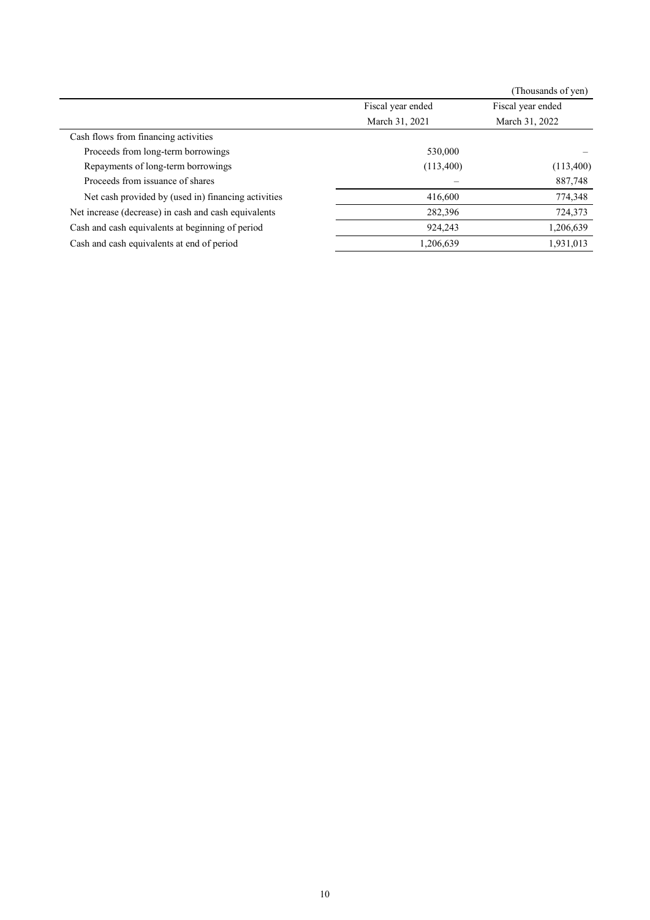(Thousands of yen)

| | Fiscal year ended March 31, 2021 | Fiscal year ended March 31, 2022 |
|---|---|---|
| Cash flows from financing activities | | |
| Proceeds from long-term borrowings | 530,000 | – |
| Repayments of long-term borrowings | (113,400) | (113,400) |
| Proceeds from issuance of shares | – | 887,748 |
| Net cash provided by (used in) financing activities | 416,600 | 774,348 |
| Net increase (decrease) in cash and cash equivalents | 282,396 | 724,373 |
| Cash and cash equivalents at beginning of period | 924,243 | 1,206,639 |
| Cash and cash equivalents at end of period | 1,206,639 | 1,931,013 |